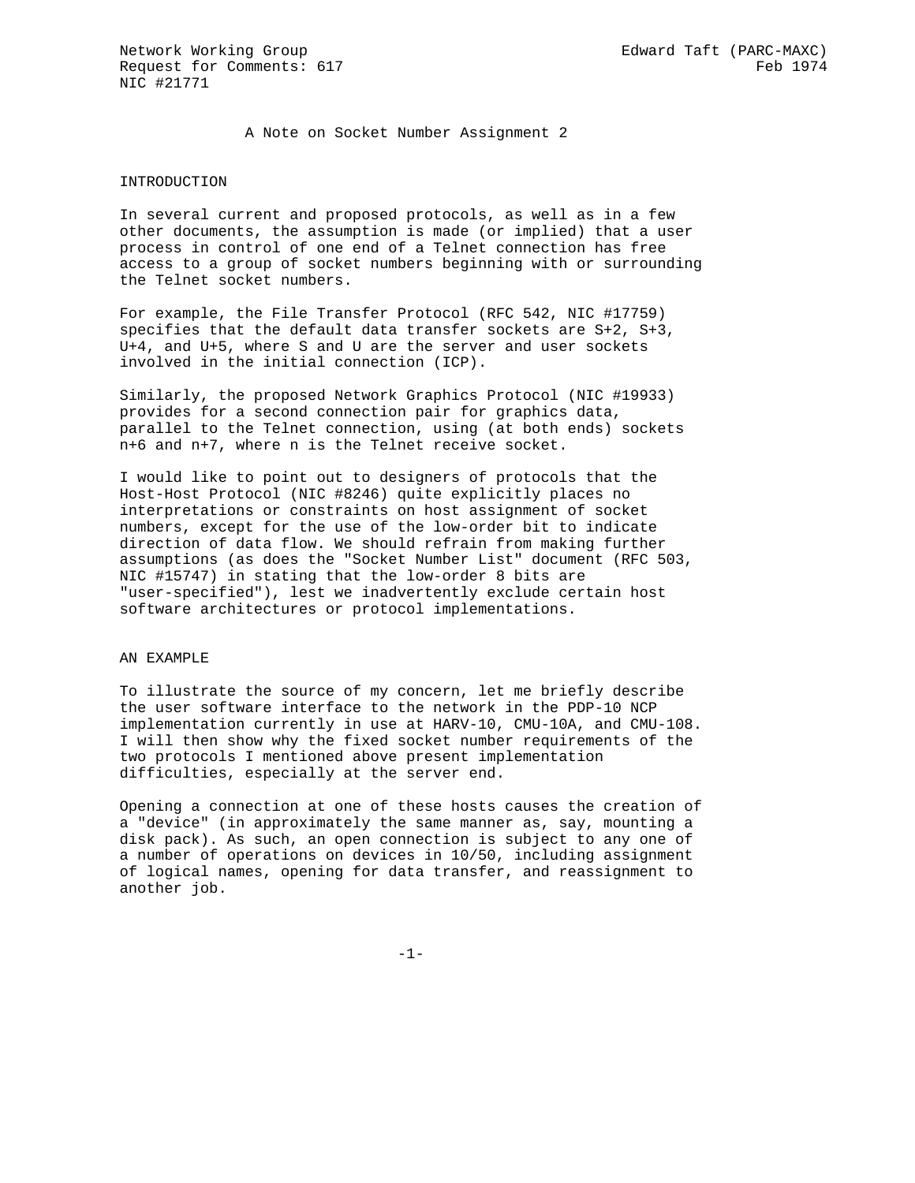Network Working Group                                    Edward Taft (PARC-MAXC)
Request for Comments: 617                                               Feb 1974
NIC #21771

# A Note on Socket Number Assignment 2

## INTRODUCTION

In several current and proposed protocols, as well as in a few other documents, the assumption is made (or implied) that a user process in control of one end of a Telnet connection has free access to a group of socket numbers beginning with or surrounding the Telnet socket numbers.

For example, the File Transfer Protocol (RFC 542, NIC #17759) specifies that the default data transfer sockets are S+2, S+3, U+4, and U+5, where S and U are the server and user sockets involved in the initial connection (ICP).

Similarly, the proposed Network Graphics Protocol (NIC #19933) provides for a second connection pair for graphics data, parallel to the Telnet connection, using (at both ends) sockets n+6 and n+7, where n is the Telnet receive socket.

I would like to point out to designers of protocols that the Host-Host Protocol (NIC #8246) quite explicitly places no interpretations or constraints on host assignment of socket numbers, except for the use of the low-order bit to indicate direction of data flow. We should refrain from making further assumptions (as does the "Socket Number List" document (RFC 503, NIC #15747) in stating that the low-order 8 bits are "user-specified"), lest we inadvertently exclude certain host software architectures or protocol implementations.

## AN EXAMPLE

To illustrate the source of my concern, let me briefly describe the user software interface to the network in the PDP-10 NCP implementation currently in use at HARV-10, CMU-10A, and CMU-108. I will then show why the fixed socket number requirements of the two protocols I mentioned above present implementation difficulties, especially at the server end.

Opening a connection at one of these hosts causes the creation of a "device" (in approximately the same manner as, say, mounting a disk pack). As such, an open connection is subject to any one of a number of operations on devices in 10/50, including assignment of logical names, opening for data transfer, and reassignment to another job.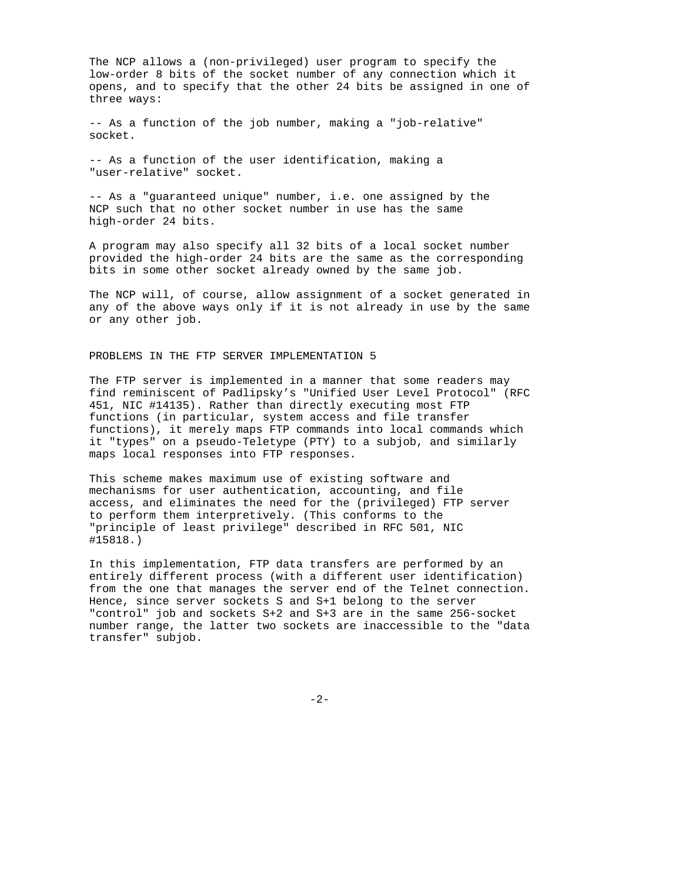The NCP allows a (non-privileged) user program to specify the low-order 8 bits of the socket number of any connection which it opens, and to specify that the other 24 bits be assigned in one of three ways:

-- As a function of the job number, making a "job-relative" socket.

-- As a function of the user identification, making a "user-relative" socket.

-- As a "guaranteed unique" number, i.e. one assigned by the NCP such that no other socket number in use has the same high-order 24 bits.

A program may also specify all 32 bits of a local socket number provided the high-order 24 bits are the same as the corresponding bits in some other socket already owned by the same job.

The NCP will, of course, allow assignment of a socket generated in any of the above ways only if it is not already in use by the same or any other job.

## PROBLEMS IN THE FTP SERVER IMPLEMENTATION 5

The FTP server is implemented in a manner that some readers may find reminiscent of Padlipsky's "Unified User Level Protocol" (RFC 451, NIC #14135). Rather than directly executing most FTP functions (in particular, system access and file transfer functions), it merely maps FTP commands into local commands which it "types" on a pseudo-Teletype (PTY) to a subjob, and similarly maps local responses into FTP responses.

This scheme makes maximum use of existing software and mechanisms for user authentication, accounting, and file access, and eliminates the need for the (privileged) FTP server to perform them interpretively. (This conforms to the "principle of least privilege" described in RFC 501, NIC #15818.)

In this implementation, FTP data transfers are performed by an entirely different process (with a different user identification) from the one that manages the server end of the Telnet connection. Hence, since server sockets S and S+1 belong to the server "control" job and sockets S+2 and S+3 are in the same 256-socket number range, the latter two sockets are inaccessible to the "data transfer" subjob.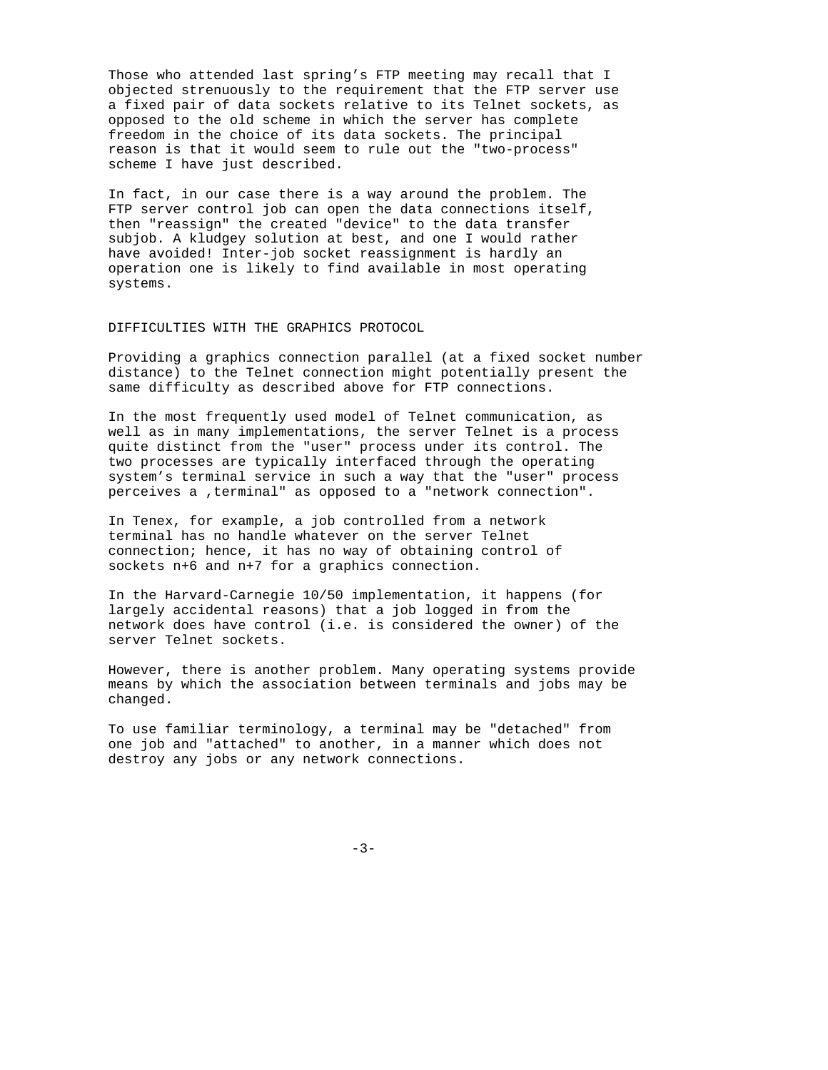Those who attended last spring's FTP meeting may recall that I objected strenuously to the requirement that the FTP server use a fixed pair of data sockets relative to its Telnet sockets, as opposed to the old scheme in which the server has complete freedom in the choice of its data sockets. The principal reason is that it would seem to rule out the "two-process" scheme I have just described.

In fact, in our case there is a way around the problem. The FTP server control job can open the data connections itself, then "reassign" the created "device" to the data transfer subjob. A kludgey solution at best, and one I would rather have avoided! Inter-job socket reassignment is hardly an operation one is likely to find available in most operating systems.

## DIFFICULTIES WITH THE GRAPHICS PROTOCOL

Providing a graphics connection parallel (at a fixed socket number distance) to the Telnet connection might potentially present the same difficulty as described above for FTP connections.

In the most frequently used model of Telnet communication, as well as in many implementations, the server Telnet is a process quite distinct from the "user" process under its control. The two processes are typically interfaced through the operating system's terminal service in such a way that the "user" process perceives a ,terminal" as opposed to a "network connection".

In Tenex, for example, a job controlled from a network terminal has no handle whatever on the server Telnet connection; hence, it has no way of obtaining control of sockets n+6 and n+7 for a graphics connection.

In the Harvard-Carnegie 10/50 implementation, it happens (for largely accidental reasons) that a job logged in from the network does have control (i.e. is considered the owner) of the server Telnet sockets.

However, there is another problem. Many operating systems provide means by which the association between terminals and jobs may be changed.

To use familiar terminology, a terminal may be "detached" from one job and "attached" to another, in a manner which does not destroy any jobs or any network connections.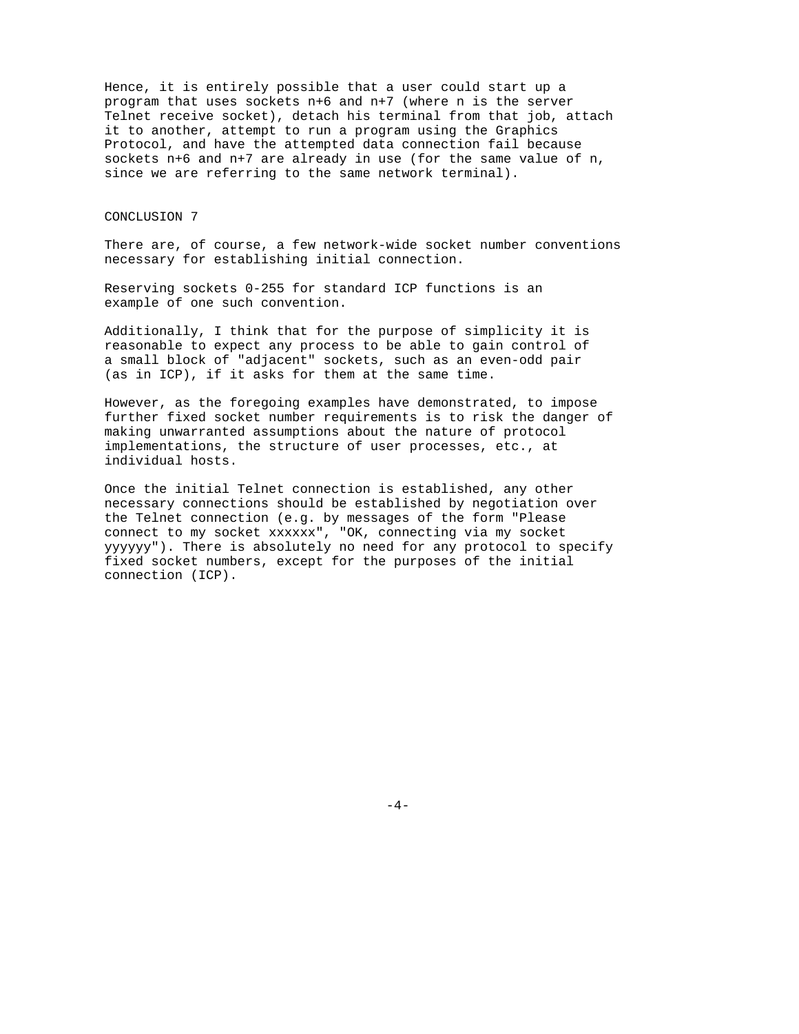Hence, it is entirely possible that a user could start up a program that uses sockets n+6 and n+7 (where n is the server Telnet receive socket), detach his terminal from that job, attach it to another, attempt to run a program using the Graphics Protocol, and have the attempted data connection fail because sockets n+6 and n+7 are already in use (for the same value of n, since we are referring to the same network terminal).

CONCLUSION 7

There are, of course, a few network-wide socket number conventions necessary for establishing initial connection.

Reserving sockets 0-255 for standard ICP functions is an example of one such convention.

Additionally, I think that for the purpose of simplicity it is reasonable to expect any process to be able to gain control of a small block of "adjacent" sockets, such as an even-odd pair (as in ICP), if it asks for them at the same time.

However, as the foregoing examples have demonstrated, to impose further fixed socket number requirements is to risk the danger of making unwarranted assumptions about the nature of protocol implementations, the structure of user processes, etc., at individual hosts.

Once the initial Telnet connection is established, any other necessary connections should be established by negotiation over the Telnet connection (e.g. by messages of the form "Please connect to my socket xxxxxx", "OK, connecting via my socket yyyyyy"). There is absolutely no need for any protocol to specify fixed socket numbers, except for the purposes of the initial connection (ICP).